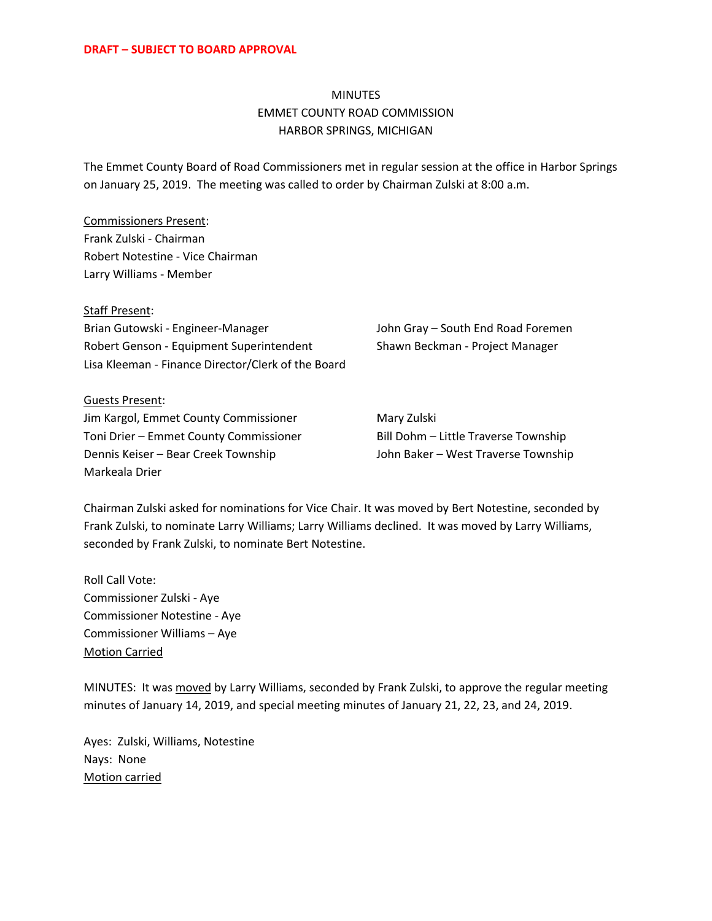**DRAFT – SUBJECT TO BOARD APPROVAL**

MINUTES
EMMET COUNTY ROAD COMMISSION
HARBOR SPRINGS, MICHIGAN

The Emmet County Board of Road Commissioners met in regular session at the office in Harbor Springs on January 25, 2019. The meeting was called to order by Chairman Zulski at 8:00 a.m.

<u>Commissioners Present</u>:
Frank Zulski - Chairman
Robert Notestine - Vice Chairman
Larry Williams - Member

<u>Staff Present</u>:
Brian Gutowski - Engineer-Manager
Robert Genson - Equipment Superintendent
Lisa Kleeman - Finance Director/Clerk of the Board
John Gray – South End Road Foremen
Shawn Beckman - Project Manager

<u>Guests Present</u>:
Jim Kargol, Emmet County Commissioner
Toni Drier – Emmet County Commissioner
Dennis Keiser – Bear Creek Township
Markeala Drier
Mary Zulski
Bill Dohm – Little Traverse Township
John Baker – West Traverse Township

Chairman Zulski asked for nominations for Vice Chair. It was moved by Bert Notestine, seconded by Frank Zulski, to nominate Larry Williams; Larry Williams declined. It was moved by Larry Williams, seconded by Frank Zulski, to nominate Bert Notestine.

Roll Call Vote:
Commissioner Zulski - Aye
Commissioner Notestine - Aye
Commissioner Williams – Aye
<u>Motion Carried</u>

MINUTES: It was <u>moved</u> by Larry Williams, seconded by Frank Zulski, to approve the regular meeting minutes of January 14, 2019, and special meeting minutes of January 21, 22, 23, and 24, 2019.

Ayes: Zulski, Williams, Notestine
Nays: None
<u>Motion carried</u>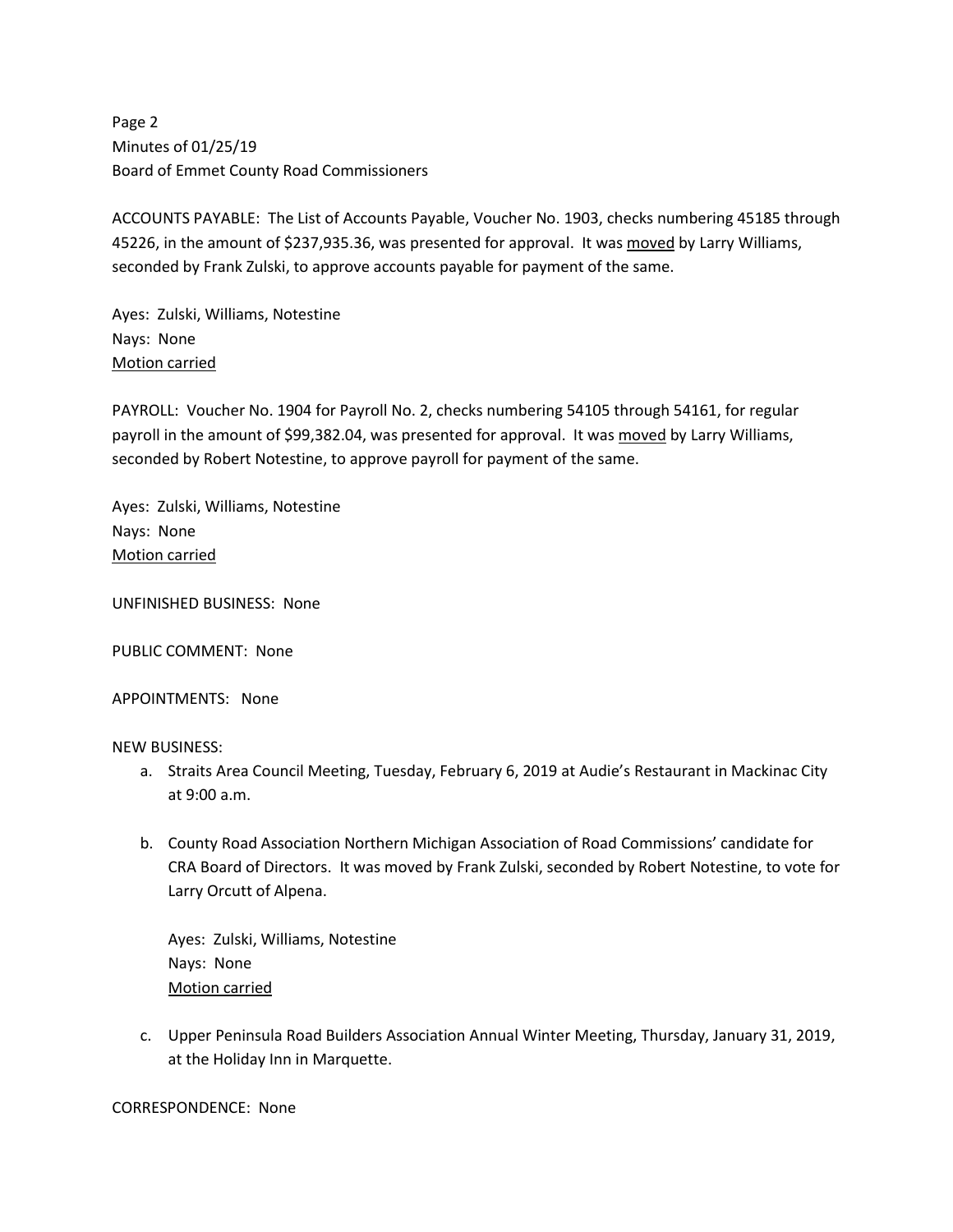ACCOUNTS PAYABLE: The List of Accounts Payable, Voucher No. 1903, checks numbering 45185 through 45226, in the amount of $237,935.36, was presented for approval. It was moved by Larry Williams, seconded by Frank Zulski, to approve accounts payable for payment of the same.

Ayes: Zulski, Williams, Notestine
Nays: None
Motion carried

PAYROLL: Voucher No. 1904 for Payroll No. 2, checks numbering 54105 through 54161, for regular payroll in the amount of $99,382.04, was presented for approval. It was moved by Larry Williams, seconded by Robert Notestine, to approve payroll for payment of the same.

Ayes: Zulski, Williams, Notestine
Nays: None
Motion carried

UNFINISHED BUSINESS: None

PUBLIC COMMENT: None

APPOINTMENTS: None

NEW BUSINESS:

a. Straits Area Council Meeting, Tuesday, February 6, 2019 at Audie's Restaurant in Mackinac City at 9:00 a.m.

b. County Road Association Northern Michigan Association of Road Commissions' candidate for CRA Board of Directors. It was moved by Frank Zulski, seconded by Robert Notestine, to vote for Larry Orcutt of Alpena.

   Ayes: Zulski, Williams, Notestine
   Nays: None
   Motion carried

c. Upper Peninsula Road Builders Association Annual Winter Meeting, Thursday, January 31, 2019, at the Holiday Inn in Marquette.

CORRESPONDENCE: None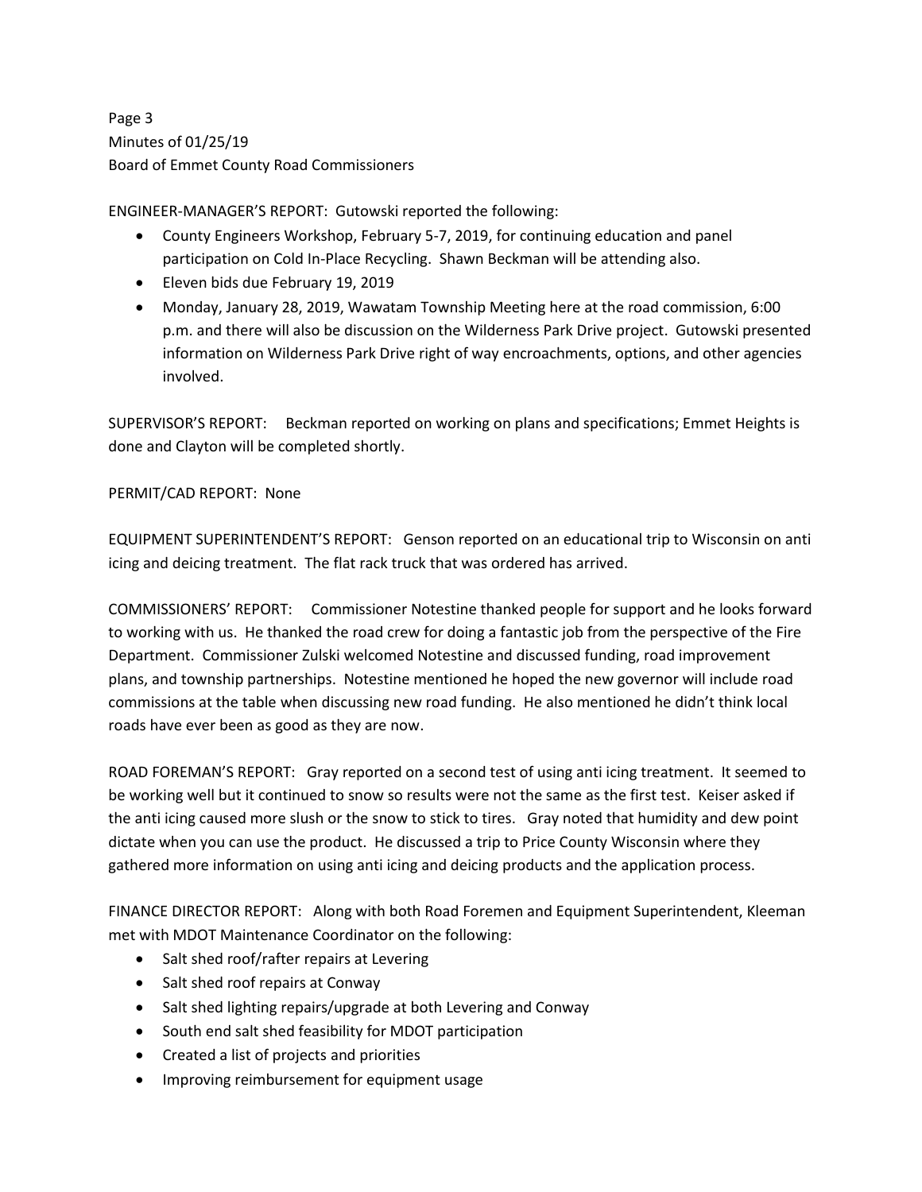ENGINEER-MANAGER'S REPORT: Gutowski reported the following:

- County Engineers Workshop, February 5-7, 2019, for continuing education and panel participation on Cold In-Place Recycling. Shawn Beckman will be attending also.
- Eleven bids due February 19, 2019
- Monday, January 28, 2019, Wawatam Township Meeting here at the road commission, 6:00 p.m. and there will also be discussion on the Wilderness Park Drive project. Gutowski presented information on Wilderness Park Drive right of way encroachments, options, and other agencies involved.

SUPERVISOR'S REPORT: Beckman reported on working on plans and specifications; Emmet Heights is done and Clayton will be completed shortly.

PERMIT/CAD REPORT: None

EQUIPMENT SUPERINTENDENT'S REPORT: Genson reported on an educational trip to Wisconsin on anti icing and deicing treatment. The flat rack truck that was ordered has arrived.

COMMISSIONERS' REPORT: Commissioner Notestine thanked people for support and he looks forward to working with us. He thanked the road crew for doing a fantastic job from the perspective of the Fire Department. Commissioner Zulski welcomed Notestine and discussed funding, road improvement plans, and township partnerships. Notestine mentioned he hoped the new governor will include road commissions at the table when discussing new road funding. He also mentioned he didn't think local roads have ever been as good as they are now.

ROAD FOREMAN'S REPORT: Gray reported on a second test of using anti icing treatment. It seemed to be working well but it continued to snow so results were not the same as the first test. Keiser asked if the anti icing caused more slush or the snow to stick to tires. Gray noted that humidity and dew point dictate when you can use the product. He discussed a trip to Price County Wisconsin where they gathered more information on using anti icing and deicing products and the application process.

FINANCE DIRECTOR REPORT: Along with both Road Foremen and Equipment Superintendent, Kleeman met with MDOT Maintenance Coordinator on the following:

- Salt shed roof/rafter repairs at Levering
- Salt shed roof repairs at Conway
- Salt shed lighting repairs/upgrade at both Levering and Conway
- South end salt shed feasibility for MDOT participation
- Created a list of projects and priorities
- Improving reimbursement for equipment usage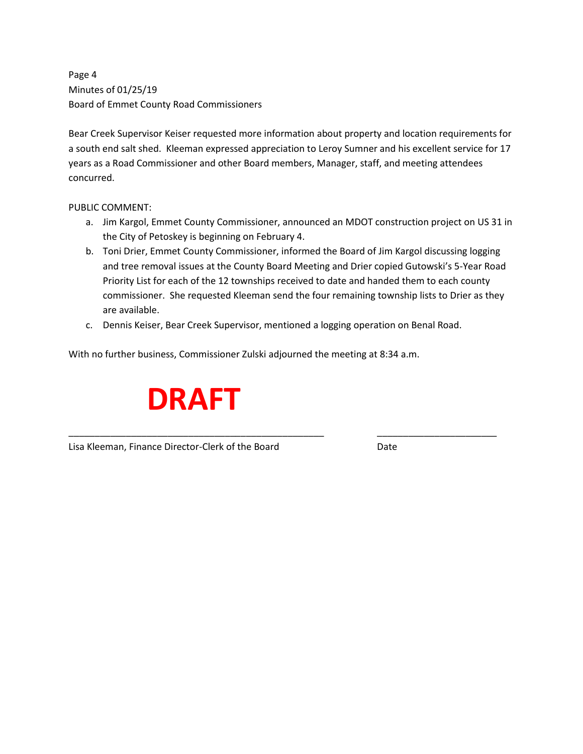Bear Creek Supervisor Keiser requested more information about property and location requirements for a south end salt shed. Kleeman expressed appreciation to Leroy Sumner and his excellent service for 17 years as a Road Commissioner and other Board members, Manager, staff, and meeting attendees concurred.

PUBLIC COMMENT:

a. Jim Kargol, Emmet County Commissioner, announced an MDOT construction project on US 31 in the City of Petoskey is beginning on February 4.
b. Toni Drier, Emmet County Commissioner, informed the Board of Jim Kargol discussing logging and tree removal issues at the County Board Meeting and Drier copied Gutowski's 5-Year Road Priority List for each of the 12 townships received to date and handed them to each county commissioner. She requested Kleeman send the four remaining township lists to Drier as they are available.
c. Dennis Keiser, Bear Creek Supervisor, mentioned a logging operation on Benal Road.

With no further business, Commissioner Zulski adjourned the meeting at 8:34 a.m.

**DRAFT**

_______________________________________________ ______________________

Lisa Kleeman, Finance Director-Clerk of the Board Date